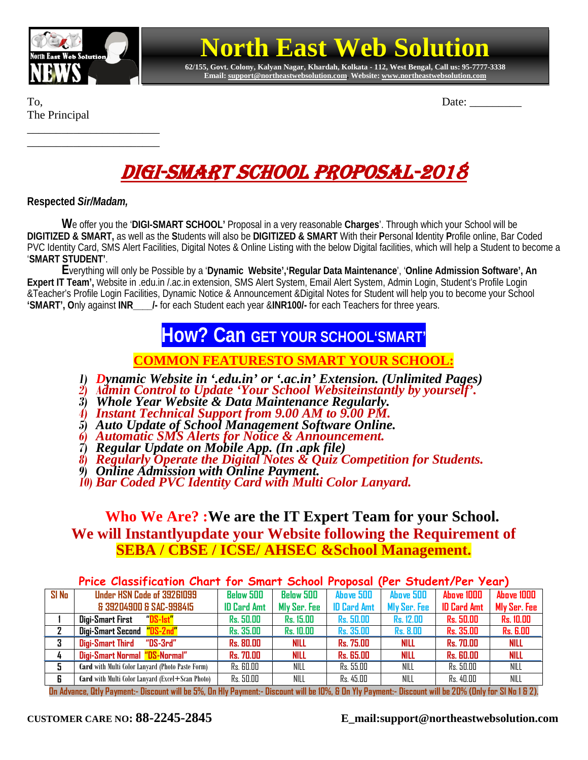# North East Web Solution

**62/155, Govt. Colony, Kalyan Nagar, Khardah, Kolkata - 112, West Bengal, Call us: 95-7777-3338**
**Email: support@northeastwebsolution.com Website: www.northeastwebsolution.com**

To,
The Principal
_______________________
_______________________

Date: _________

# DIGI-SMART SCHOOL PROPOSAL-2018

**Respected *Sir/Madam,***

**W**e offer you the '**DIGI-SMART SCHOOL'** Proposal in a very reasonable **Charges**'. Through which your School will be **DIGITIZED & SMART,** as well as the **S**tudents will also be **DIGITIZED & SMART** With their **P**ersonal **I**dentity **P**rofile online, Bar Coded PVC Identity Card, SMS Alert Facilities, Digital Notes & Online Listing with the below Digital facilities, which will help a Student to become a '**SMART STUDENT'**.

**E**verything will only be Possible by a '**Dynamic Website','Regular Data Maintenance**', '**Online Admission Software', An Expert IT Team',** Website in .edu.in /.ac.in extension, SMS Alert System, Email Alert System, Admin Login, Student's Profile Login &Teacher's Profile Login Facilities, Dynamic Notice & Announcement &Digital Notes for Student will help you to become your School **'SMART', O**nly against **INR____/-** for each Student each year &**INR100/-** for each Teachers for three years.

## How? Can GET YOUR SCHOOL'SMART'

### COMMON FEATURESTO SMART YOUR SCHOOL:

1) ***Dynamic Website in '.edu.in' or '.ac.in' Extension. (Unlimited Pages)***
2) ***Admin Control to Update 'Your School Websiteinstantly by yourself'.***
3) ***Whole Year Website & Data Maintenance Regularly.***
4) ***Instant Technical Support from 9.00 AM to 9.00 PM.***
5) ***Auto Update of School Management Software Online.***
6) ***Automatic SMS Alerts for Notice & Announcement.***
7) ***Regular Update on Mobile App. (In .apk file)***
8) ***Regularly Operate the Digital Notes & Quiz Competition for Students.***
9) ***Online Admission with Online Payment.***
10) ***Bar Coded PVC Identity Card with Multi Color Lanyard.***

**Who We Are? :We are the IT Expert Team for your School.**
**We will Instantlyupdate your Website following the Requirement of SEBA / CBSE / ICSE/ AHSEC &School Management.**

**Price Classification Chart for Smart School Proposal (Per Student/Per Year)**

| Sl No | Under HSN Code of 39261099 & 39204900 & SAC-998415 | Below 500 ID Card Amt | Below 500 Mly Ser. Fee | Above 500 ID Card Amt | Above 500 Mly Ser. Fee | Above 1000 ID Card Amt | Above 1000 Mly Ser. Fee |
|---|---|---|---|---|---|---|---|
| 1 | Digi-Smart First "DS-Ist" | Rs. 50.00 | Rs. 15.00 | Rs. 50.00 | Rs. 12.00 | Rs. 50.00 | Rs. 10.00 |
| 2 | Digi-Smart Second "DS-2nd" | Rs. 35.00 | Rs. 10.00 | Rs. 35.00 | Rs. 8.00 | Rs. 35.00 | Rs. 6.00 |
| 3 | Digi-Smart Third "DS-3rd" | Rs. 80.00 | NILL | Rs. 75.00 | NILL | Rs. 70.00 | NILL |
| 4 | Digi-Smart Normal "DS-Normal" | Rs. 70.00 | NILL | Rs. 65.00 | NILL | Rs. 60.00 | NILL |
| 5 | Card with Multi Color Lanyard (Photo Paste Form) | Rs. 60.00 | NILL | Rs. 55.00 | NILL | Rs. 50.00 | NILL |
| 6 | Card with Multi Color Lanyard (Excel+Scan Photo) | Rs. 50.00 | NILL | Rs. 45.00 | NILL | Rs. 40.00 | NILL |

**On Advance, Qtly Payment:- Discount will be 5%, On Hly Payment:- Discount will be 10%, & On Yly Payment:- Discount will be 20% (Only for Sl No 1 & 2).**

**CUSTOMER CARE NO: 88-2245-2845** **E_mail:support@northeastwebsolution.com**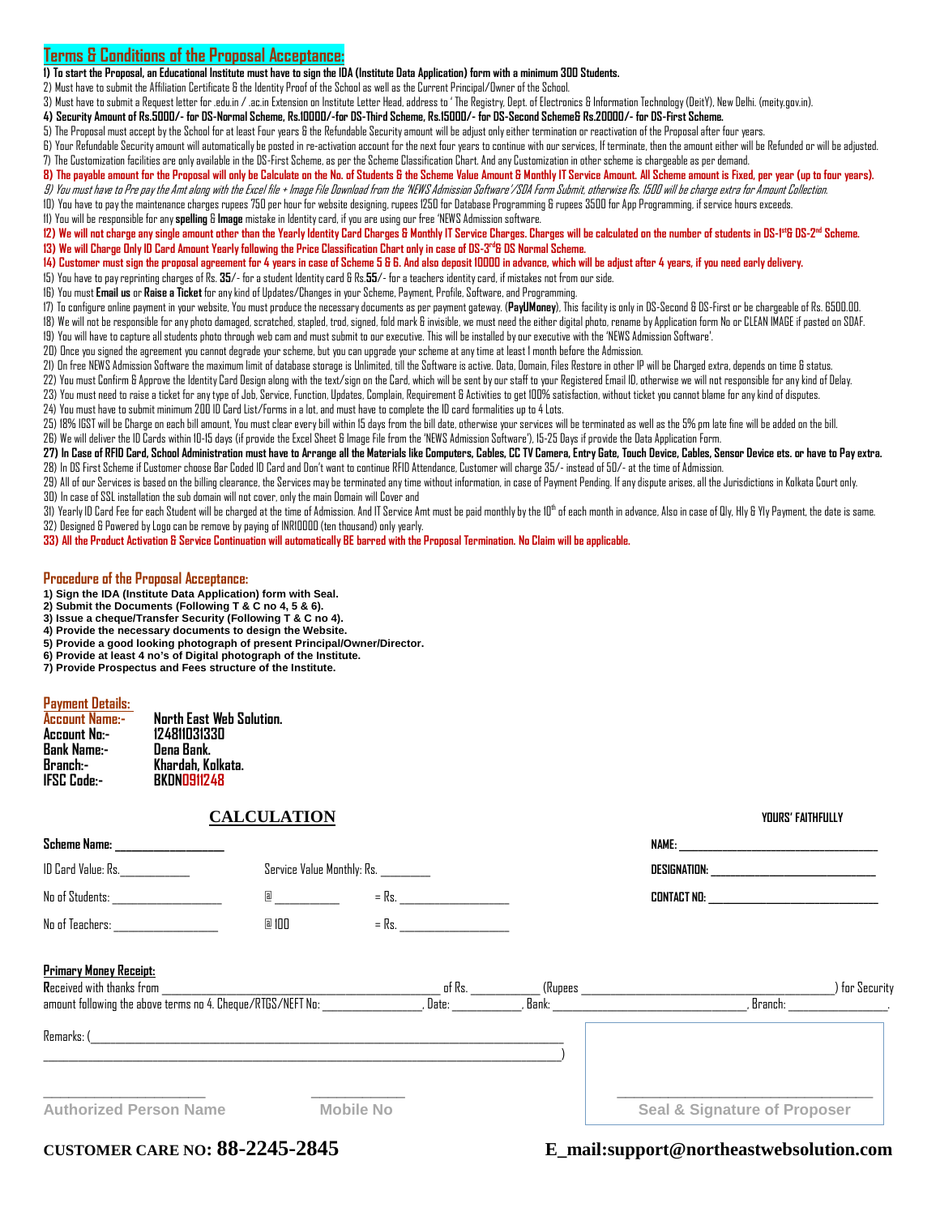## Terms & Conditions of the Proposal Acceptance:

**1) To start the Proposal, an Educational Institute must have to sign the IDA (Institute Data Application) form with a minimum 300 Students.**

2) Must have to submit the Affiliation Certificate & the Identity Proof of the School as well as the Current Principal/Owner of the School.

3) Must have to submit a Request letter for .edu.in / .ac.in Extension on Institute Letter Head, address to ' The Registry, Dept. of Electronics & Information Technology (DeitY), New Delhi. (meity.gov.in).

**4) Security Amount of Rs.5000/- for DS-Normal Scheme, Rs.10000/-for DS-Third Scheme, Rs.15000/- for DS-Second Scheme& Rs.20000/- for DS-First Scheme.**

5) The Proposal must accept by the School for at least Four years & the Refundable Security amount will be adjust only either termination or reactivation of the Proposal after four years.

6) Your Refundable Security amount will automatically be posted in re-activation account for the next four years to continue with our services, If terminate, then the amount either will be Refunded or will be adjusted.

7) The Customization facilities are only available in the DS-First Scheme, as per the Scheme Classification Chart. And any Customization in other scheme is chargeable as per demand.

**8) The payable amount for the Proposal will only be Calculate on the No. of Students & the Scheme Value Amount & Monthly IT Service Amount. All Scheme amount is Fixed, per year (up to four years).**

*9) You must have to Pre pay the Amt along with the Excel file + Image File Download from the 'NEWS Admission Software'/SDA Form Submit, otherwise Rs. 1500 will be charge extra for Amount Collection.*

10) You have to pay the maintenance charges rupees 750 per hour for website designing, rupees 1250 for Database Programming & rupees 3500 for App Programming, if service hours exceeds.

11) You will be responsible for any **spelling** & **Image** mistake in Identity card, if you are using our free 'NEWS Admission software.

**12) We will not charge any single amount other than the Yearly Identity Card Charges & Monthly IT Service Charges. Charges will be calculated on the number of students in DS-1st& DS-2nd Scheme.**

**13) We will Charge Only ID Card Amount Yearly following the Price Classification Chart only in case of DS-3rd& DS Normal Scheme.**

**14) Customer must sign the proposal agreement for 4 years in case of Scheme 5 & 6. And also deposit 10000 in advance, which will be adjust after 4 years, if you need early delivery.**

15) You have to pay reprinting charges of Rs. **35**/- for a student Identity card & Rs.**55**/- for a teachers identity card, if mistakes not from our side.

16) You must **Email us** or **Raise a Ticket** for any kind of Updates/Changes in your Scheme, Payment, Profile, Software, and Programming.

17) To configure online payment in your website, You must produce the necessary documents as per payment gateway. (**PayUMoney**), This facility is only in DS-Second & DS-First or be chargeable of Rs. 6500.00.

18) We will not be responsible for any photo damaged, scratched, stapled, trod, signed, fold mark & invisible, we must need the either digital photo, rename by Application form No or CLEAN IMAGE if pasted on SDAF.

19) You will have to capture all students photo through web cam and must submit to our executive. This will be installed by our executive with the 'NEWS Admission Software'.

20) Once you signed the agreement you cannot degrade your scheme, but you can upgrade your scheme at any time at least 1 month before the Admission.

21) On free NEWS Admission Software the maximum limit of database storage is Unlimited, till the Software is active. Data, Domain, Files Restore in other IP will be Charged extra, depends on time & status.

22) You must Confirm & Approve the Identity Card Design along with the text/sign on the Card, which will be sent by our staff to your Registered Email ID, otherwise we will not responsible for any kind of Delay.

23) You must need to raise a ticket for any type of Job, Service, Function, Updates, Complain, Requirement & Activities to get 100% satisfaction, without ticket you cannot blame for any kind of disputes.

24) You must have to submit minimum 200 ID Card List/Forms in a lot, and must have to complete the ID card formalities up to 4 Lots.

25) 18% IGST will be Charge on each bill amount, You must clear every bill within 15 days from the bill date, otherwise your services will be terminated as well as the 5% pm late fine will be added on the bill.

26) We will deliver the ID Cards within 10-15 days (if provide the Excel Sheet & Image File from the 'NEWS Admission Software'), 15-25 Days if provide the Data Application Form.

**27) In Case of RFID Card, School Administration must have to Arrange all the Materials like Computers, Cables, CC TV Camera, Entry Gate, Touch Device, Cables, Sensor Device ets. or have to Pay extra.**

28) In DS First Scheme if Customer choose Bar Coded ID Card and Don't want to continue RFID Attendance, Customer will charge 35/- instead of 50/- at the time of Admission.

29) All of our Services is based on the billing clearance, the Services may be terminated any time without information, in case of Payment Pending. If any dispute arises, all the Jurisdictions in Kolkata Court only.

30) In case of SSL installation the sub domain will not cover, only the main Domain will Cover and

31) Yearly ID Card Fee for each Student will be charged at the time of Admission. And IT Service Amt must be paid monthly by the 10th of each month in advance, Also in case of Qly, Hly & Yly Payment, the date is same.

32) Designed & Powered by Logo can be remove by paying of INR10000 (ten thousand) only yearly.

**33) All the Product Activation & Service Continuation will automatically BE barred with the Proposal Termination. No Claim will be applicable.**

### Procedure of the Proposal Acceptance:

**1) Sign the IDA (Institute Data Application) form with Seal.**
**2) Submit the Documents (Following T & C no 4, 5 & 6).**
**3) Issue a cheque/Transfer Security (Following T & C no 4).**
**4) Provide the necessary documents to design the Website.**
**5) Provide a good looking photograph of present Principal/Owner/Director.**
**6) Provide at least 4 no's of Digital photograph of the Institute.**
**7) Provide Prospectus and Fees structure of the Institute.**

### Payment Details:

**Account Name:-** North East Web Solution.
**Account No:-** 124811031330
**Bank Name:-** Dena Bank.
**Branch:-** Khardah, Kolkata.
**IFSC Code:-** BKDN0911248

## CALCULATION

**Scheme Name:** ____________

ID Card Value: Rs.________ Service Value Monthly: Rs. ________

No of Students: ____________ @ ________ = Rs. ____________

No of Teachers: ____________ @ 100 = Rs. ____________

**YOURS' FAITHFULLY**

**NAME:** ____________________

**DESIGNATION:** ____________________

**CONTACT NO:** ____________________

**Primary Money Receipt:**

Received with thanks from ______________________ of Rs. ________ (Rupees ______________________) for Security amount following the above terms no 4. Cheque/RTGS/NEFT No: ____________, Date: ________, Bank: ____________________, Branch: ____________.

Remarks: (________________________________________________________________________________)

Authorized Person Name &nbsp;&nbsp;&nbsp; Mobile No &nbsp;&nbsp;&nbsp; Seal & Signature of Proposer

**CUSTOMER CARE NO: 88-2245-2845** &nbsp;&nbsp;&nbsp; **E_mail:support@northeastwebsolution.com**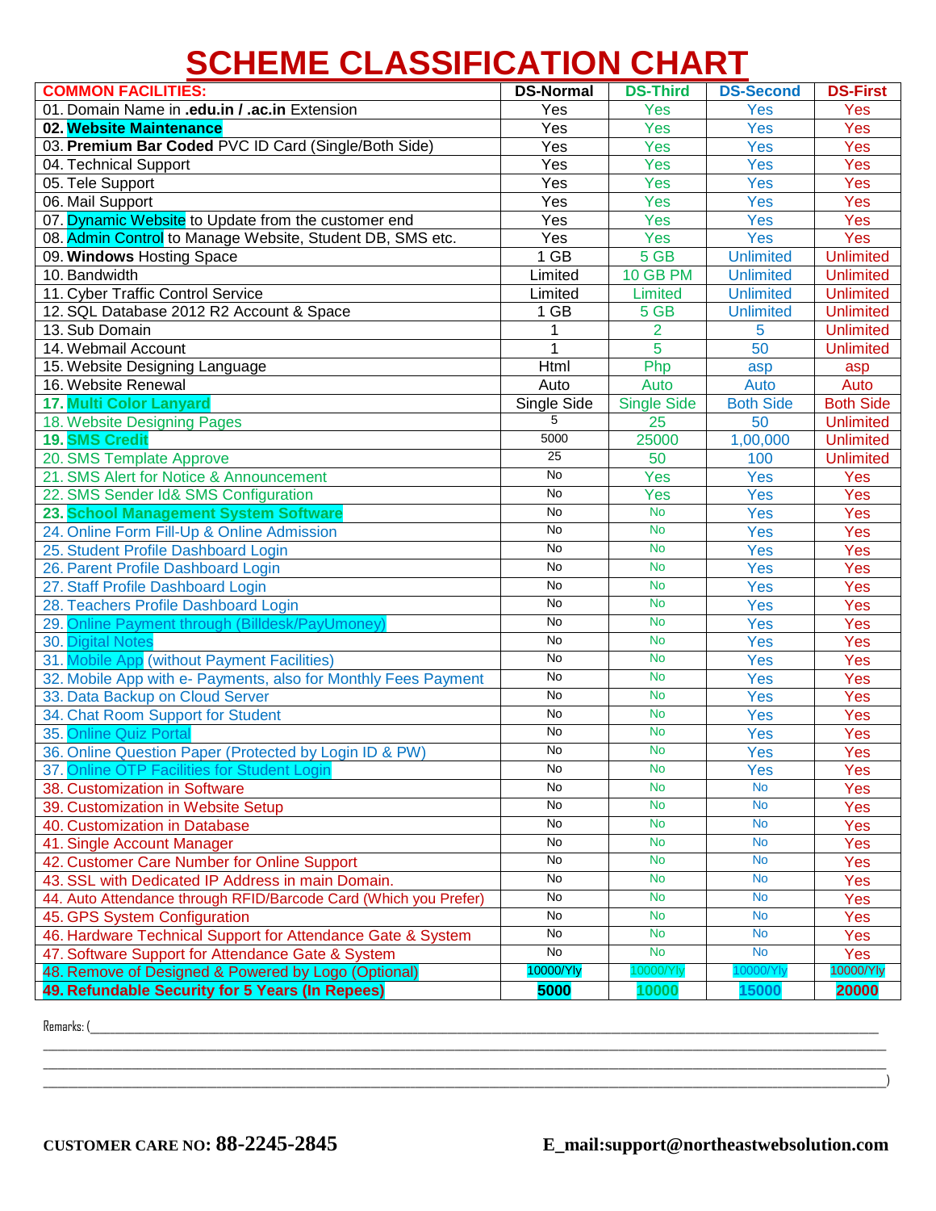# SCHEME CLASSIFICATION CHART

| COMMON FACILITIES: | DS-Normal | DS-Third | DS-Second | DS-First |
|---|---|---|---|---|
| 01. Domain Name in **.edu.in / .ac.in** Extension | Yes | Yes | Yes | Yes |
| **02. Website Maintenance** | Yes | Yes | Yes | Yes |
| 03. **Premium Bar Coded** PVC ID Card (Single/Both Side) | Yes | Yes | Yes | Yes |
| 04. Technical Support | Yes | Yes | Yes | Yes |
| 05. Tele Support | Yes | Yes | Yes | Yes |
| 06. Mail Support | Yes | Yes | Yes | Yes |
| 07. Dynamic Website to Update from the customer end | Yes | Yes | Yes | Yes |
| 08. Admin Control to Manage Website, Student DB, SMS etc. | Yes | Yes | Yes | Yes |
| 09. **Windows** Hosting Space | 1 GB | 5 GB | Unlimited | Unlimited |
| 10. Bandwidth | Limited | 10 GB PM | Unlimited | Unlimited |
| 11. Cyber Traffic Control Service | Limited | Limited | Unlimited | Unlimited |
| 12. SQL Database 2012 R2 Account & Space | 1 GB | 5 GB | Unlimited | Unlimited |
| 13. Sub Domain | 1 | 2 | 5 | Unlimited |
| 14. Webmail Account | 1 | 5 | 50 | Unlimited |
| 15. Website Designing Language | Html | Php | asp | asp |
| 16. Website Renewal | Auto | Auto | Auto | Auto |
| **17. Multi Color Lanyard** | Single Side | Single Side | Both Side | Both Side |
| 18. Website Designing Pages | 5 | 25 | 50 | Unlimited |
| **19. SMS Credit** | 5000 | 25000 | 1,00,000 | Unlimited |
| 20. SMS Template Approve | 25 | 50 | 100 | Unlimited |
| 21. SMS Alert for Notice & Announcement | No | Yes | Yes | Yes |
| 22. SMS Sender Id& SMS Configuration | No | Yes | Yes | Yes |
| **23. School Management System Software** | No | No | Yes | Yes |
| 24. Online Form Fill-Up & Online Admission | No | No | Yes | Yes |
| 25. Student Profile Dashboard Login | No | No | Yes | Yes |
| 26. Parent Profile Dashboard Login | No | No | Yes | Yes |
| 27. Staff Profile Dashboard Login | No | No | Yes | Yes |
| 28. Teachers Profile Dashboard Login | No | No | Yes | Yes |
| 29. Online Payment through (Billdesk/PayUmoney) | No | No | Yes | Yes |
| 30. Digital Notes | No | No | Yes | Yes |
| 31. Mobile App (without Payment Facilities) | No | No | Yes | Yes |
| 32. Mobile App with e- Payments, also for Monthly Fees Payment | No | No | Yes | Yes |
| 33. Data Backup on Cloud Server | No | No | Yes | Yes |
| 34. Chat Room Support for Student | No | No | Yes | Yes |
| 35. Online Quiz Portal | No | No | Yes | Yes |
| 36. Online Question Paper (Protected by Login ID & PW) | No | No | Yes | Yes |
| 37. Online OTP Facilities for Student Login | No | No | Yes | Yes |
| 38. Customization in Software | No | No | No | Yes |
| 39. Customization in Website Setup | No | No | No | Yes |
| 40. Customization in Database | No | No | No | Yes |
| 41. Single Account Manager | No | No | No | Yes |
| 42. Customer Care Number for Online Support | No | No | No | Yes |
| 43. SSL with Dedicated IP Address in main Domain. | No | No | No | Yes |
| 44. Auto Attendance through RFID/Barcode Card (Which you Prefer) | No | No | No | Yes |
| 45. GPS System Configuration | No | No | No | Yes |
| 46. Hardware Technical Support for Attendance Gate & System | No | No | No | Yes |
| 47. Software Support for Attendance Gate & System | No | No | No | Yes |
| 48. Remove of Designed & Powered by Logo (Optional) | 10000/Yly | 10000/Yly | 10000/Yly | 10000/Yly |
| **49. Refundable Security for 5 Years (In Repees)** | **5000** | **10000** | **15000** | **20000** |

Remarks: (______________________________________________________________________________
______________________________________________________________________________
______________________________________________________________________________
______________________________________________________________________________)

**CUSTOMER CARE NO: 88-2245-2845** **E_mail:support@northeastwebsolution.com**